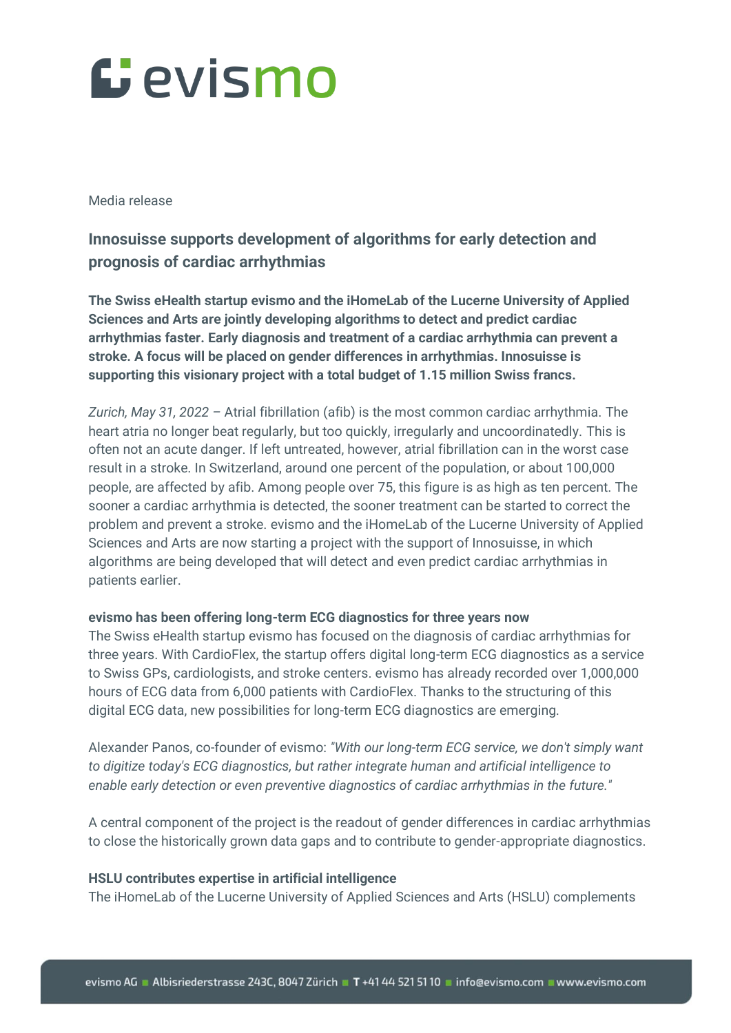Media release

## Innosuisse supports development of algorithms for early detection and prognosis of cardiac arrhythmias

**The Swiss eHealth startup evismo and the iHomeLab of the Lucerne University of Applied Sciences and Arts are jointly developing algorithms to detect and predict cardiac arrhythmias faster. Early diagnosis and treatment of a cardiac arrhythmia can prevent a stroke. A focus will be placed on gender differences in arrhythmias. Innosuisse is supporting this visionary project with a total budget of 1.15 million Swiss francs.**

*Zurich, May 31, 2022* – Atrial fibrillation (afib) is the most common cardiac arrhythmia. The heart atria no longer beat regularly, but too quickly, irregularly and uncoordinatedly. This is often not an acute danger. If left untreated, however, atrial fibrillation can in the worst case result in a stroke. In Switzerland, around one percent of the population, or about 100,000 people, are affected by afib. Among people over 75, this figure is as high as ten percent. The sooner a cardiac arrhythmia is detected, the sooner treatment can be started to correct the problem and prevent a stroke. evismo and the iHomeLab of the Lucerne University of Applied Sciences and Arts are now starting a project with the support of Innosuisse, in which algorithms are being developed that will detect and even predict cardiac arrhythmias in patients earlier.

**evismo has been offering long-term ECG diagnostics for three years now**

The Swiss eHealth startup evismo has focused on the diagnosis of cardiac arrhythmias for three years. With CardioFlex, the startup offers digital long-term ECG diagnostics as a service to Swiss GPs, cardiologists, and stroke centers. evismo has already recorded over 1,000,000 hours of ECG data from 6,000 patients with CardioFlex. Thanks to the structuring of this digital ECG data, new possibilities for long-term ECG diagnostics are emerging.

Alexander Panos, co-founder of evismo: *"With our long-term ECG service, we don't simply want to digitize today's ECG diagnostics, but rather integrate human and artificial intelligence to enable early detection or even preventive diagnostics of cardiac arrhythmias in the future."*

A central component of the project is the readout of gender differences in cardiac arrhythmias to close the historically grown data gaps and to contribute to gender-appropriate diagnostics.

**HSLU contributes expertise in artificial intelligence**

The iHomeLab of the Lucerne University of Applied Sciences and Arts (HSLU) complements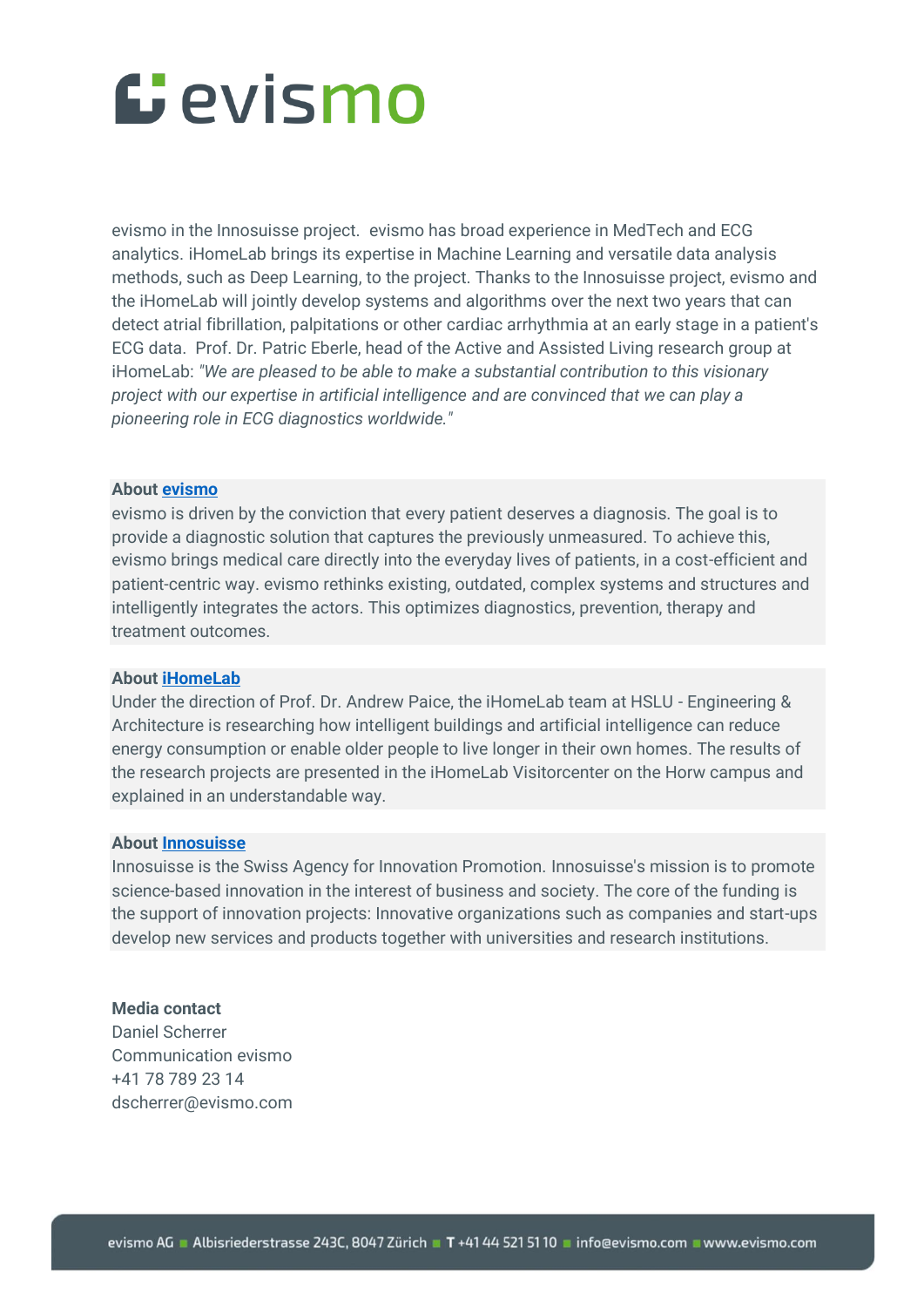evismo in the Innosuisse project. evismo has broad experience in MedTech and ECG analytics. iHomeLab brings its expertise in Machine Learning and versatile data analysis methods, such as Deep Learning, to the project. Thanks to the Innosuisse project, evismo and the iHomeLab will jointly develop systems and algorithms over the next two years that can detect atrial fibrillation, palpitations or other cardiac arrhythmia at an early stage in a patient's ECG data. Prof. Dr. Patric Eberle, head of the Active and Assisted Living research group at iHomeLab: *"We are pleased to be able to make a substantial contribution to this visionary project with our expertise in artificial intelligence and are convinced that we can play a pioneering role in ECG diagnostics worldwide."*

**About evismo**
evismo is driven by the conviction that every patient deserves a diagnosis. The goal is to provide a diagnostic solution that captures the previously unmeasured. To achieve this, evismo brings medical care directly into the everyday lives of patients, in a cost-efficient and patient-centric way. evismo rethinks existing, outdated, complex systems and structures and intelligently integrates the actors. This optimizes diagnostics, prevention, therapy and treatment outcomes.

**About iHomeLab**
Under the direction of Prof. Dr. Andrew Paice, the iHomeLab team at HSLU - Engineering & Architecture is researching how intelligent buildings and artificial intelligence can reduce energy consumption or enable older people to live longer in their own homes. The results of the research projects are presented in the iHomeLab Visitorcenter on the Horw campus and explained in an understandable way.

**About Innosuisse**
Innosuisse is the Swiss Agency for Innovation Promotion. Innosuisse's mission is to promote science-based innovation in the interest of business and society. The core of the funding is the support of innovation projects: Innovative organizations such as companies and start-ups develop new services and products together with universities and research institutions.

**Media contact**
Daniel Scherrer
Communication evismo
+41 78 789 23 14
dscherrer@evismo.com